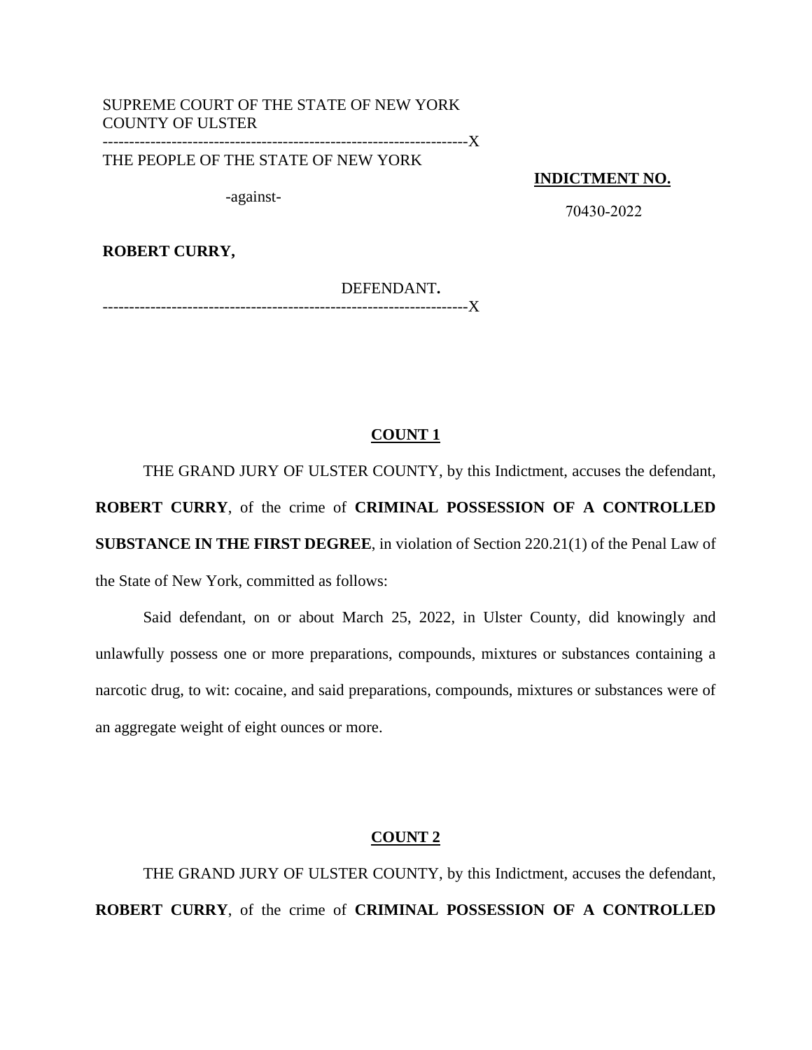SUPREME COURT OF THE STATE OF NEW YORK
COUNTY OF ULSTER

----------------------------------------------------------------------X

THE PEOPLE OF THE STATE OF NEW YORK

-against-

**ROBERT CURRY,**

DEFENDANT**.**

----------------------------------------------------------------------X

**INDICTMENT NO.**

70430-2022

**COUNT 1**

THE GRAND JURY OF ULSTER COUNTY, by this Indictment, accuses the defendant, **ROBERT CURRY**, of the crime of **CRIMINAL POSSESSION OF A CONTROLLED SUBSTANCE IN THE FIRST DEGREE**, in violation of Section 220.21(1) of the Penal Law of the State of New York, committed as follows:

Said defendant, on or about March 25, 2022, in Ulster County, did knowingly and unlawfully possess one or more preparations, compounds, mixtures or substances containing a narcotic drug, to wit: cocaine, and said preparations, compounds, mixtures or substances were of an aggregate weight of eight ounces or more.

**COUNT 2**

THE GRAND JURY OF ULSTER COUNTY, by this Indictment, accuses the defendant, **ROBERT CURRY**, of the crime of **CRIMINAL POSSESSION OF A CONTROLLED**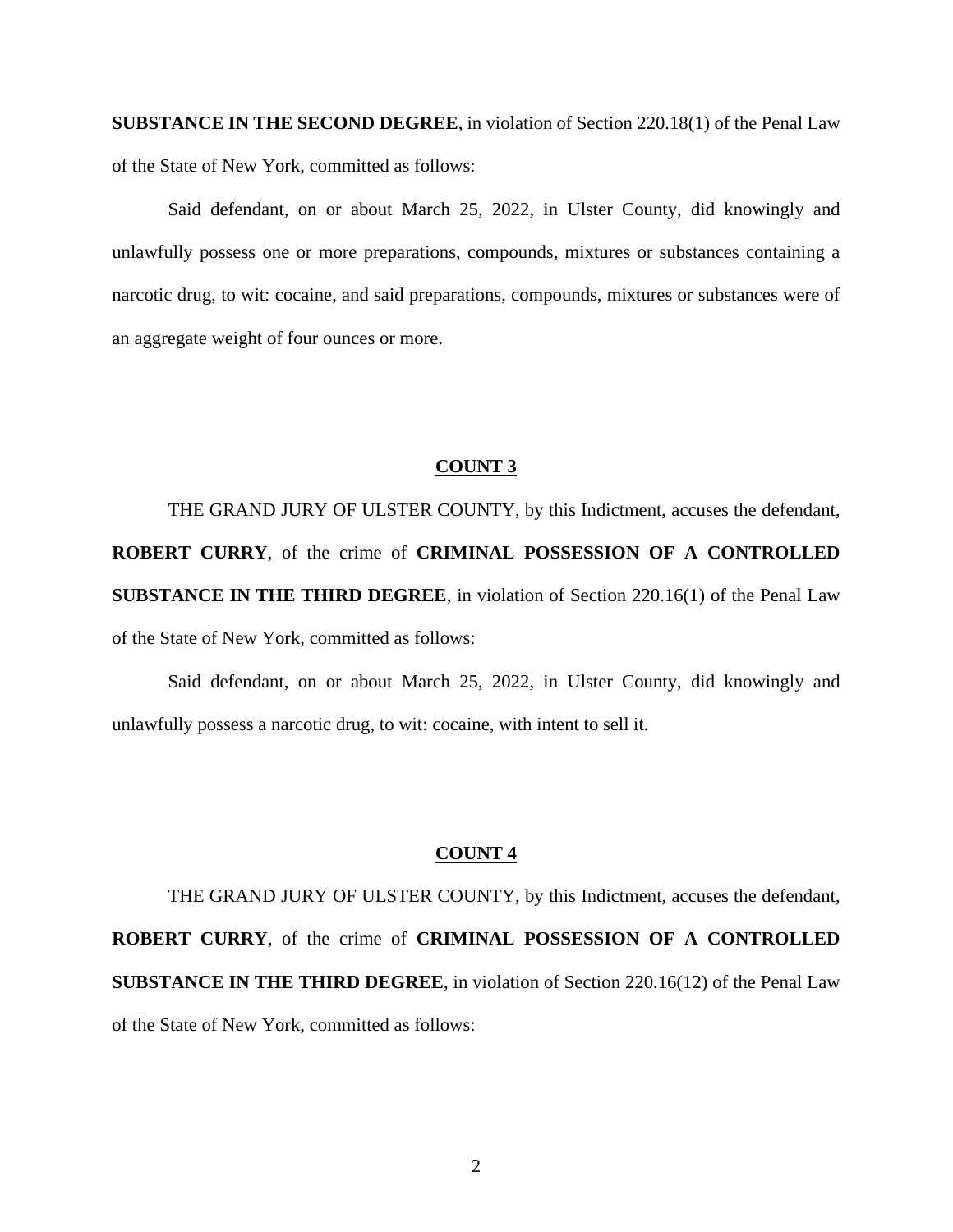**SUBSTANCE IN THE SECOND DEGREE**, in violation of Section 220.18(1) of the Penal Law of the State of New York, committed as follows:

Said defendant, on or about March 25, 2022, in Ulster County, did knowingly and unlawfully possess one or more preparations, compounds, mixtures or substances containing a narcotic drug, to wit: cocaine, and said preparations, compounds, mixtures or substances were of an aggregate weight of four ounces or more.

## COUNT 3

THE GRAND JURY OF ULSTER COUNTY, by this Indictment, accuses the defendant, **ROBERT CURRY**, of the crime of **CRIMINAL POSSESSION OF A CONTROLLED SUBSTANCE IN THE THIRD DEGREE**, in violation of Section 220.16(1) of the Penal Law of the State of New York, committed as follows:

Said defendant, on or about March 25, 2022, in Ulster County, did knowingly and unlawfully possess a narcotic drug, to wit: cocaine, with intent to sell it.

## COUNT 4

THE GRAND JURY OF ULSTER COUNTY, by this Indictment, accuses the defendant, **ROBERT CURRY**, of the crime of **CRIMINAL POSSESSION OF A CONTROLLED SUBSTANCE IN THE THIRD DEGREE**, in violation of Section 220.16(12) of the Penal Law of the State of New York, committed as follows: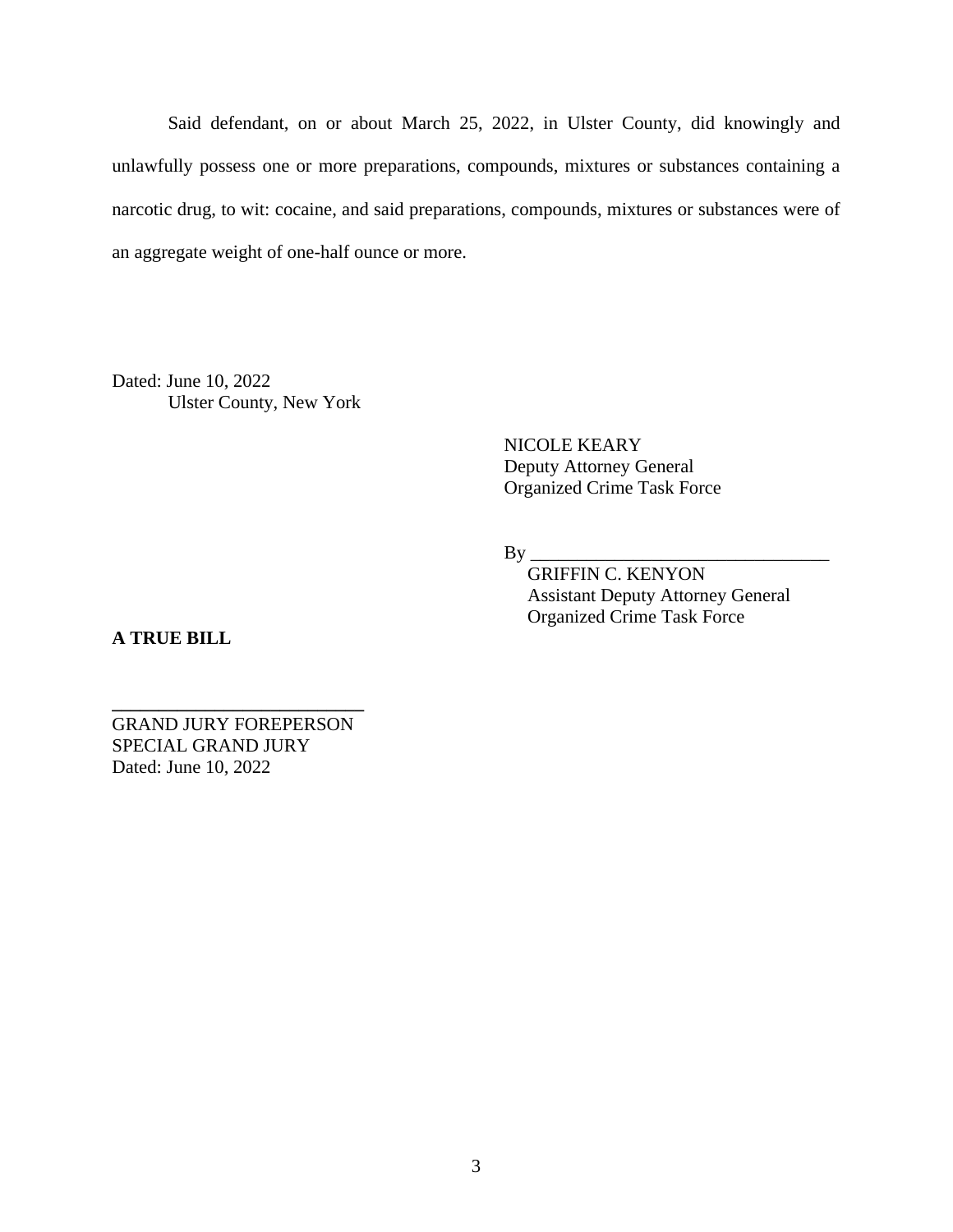Said defendant, on or about March 25, 2022, in Ulster County, did knowingly and unlawfully possess one or more preparations, compounds, mixtures or substances containing a narcotic drug, to wit: cocaine, and said preparations, compounds, mixtures or substances were of an aggregate weight of one-half ounce or more.

Dated: June 10, 2022
Ulster County, New York

NICOLE KEARY
Deputy Attorney General
Organized Crime Task Force

By ________________________________
GRIFFIN C. KENYON
Assistant Deputy Attorney General
Organized Crime Task Force

**A TRUE BILL**

__________________________
GRAND JURY FOREPERSON
SPECIAL GRAND JURY
Dated: June 10, 2022